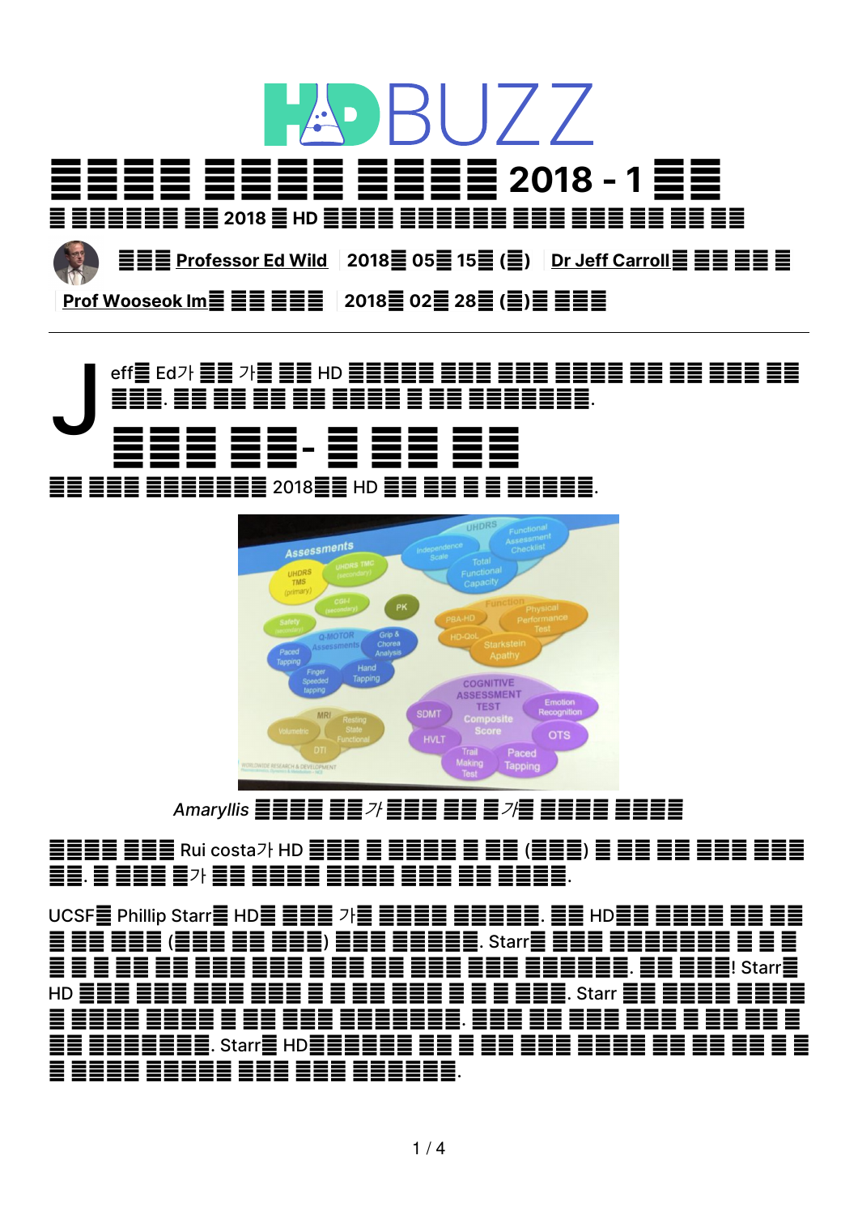# ■■■■■ ■■■■■ ■■■■■ 2018 - 1 ■■

## ■ ■■■■■■■ ■■ 2018 ■ HD ■■■■■ ■■■■■■■ ■■■ ■■■ ■■ ■■ ■■

■■■ Professor Ed Wild 2018■ 05■ 15■ (■) Dr Jeff Carroll■ ■■ ■■ ■ Prof Wooseok Im■ ■■ ■■■ 2018■ 02■ 28■ (■)■ ■■■

Jeff■ Ed가 ■■ 가■ ■■ HD ■■■■■■ ■■■ ■■■ ■■■■ ■■ ■■ ■■■ ■■ ■■■. ■■ ■■ ■■ ■■ ■■■■■ ■ ■■ ■■■■■■■■.

# ■■■ ■■- ■ ■■■ ■■

■■ ■■■ ■■■■■■■■ 2018■■ HD ■■ ■■ ■ ■ ■■■■■■.

*Amaryllis ■■■■ ■■가 ■■■ ■■ ■가■ ■■■■ ■■■■*

**■■■■ ■■■ Rui costa가 HD ■■■ ■ ■■■■ ■ ■■ (■■■) ■ ■■ ■■ ■■■ ■■■ ■■. ■ ■■■ ■가 ■■ ■■■■ ■■■■ ■■■ ■■ ■■■■.**

UCSF■ Phillip Starr■ HD■ ■■■ 가■ ■■■■ ■■■■■. ■■ HD■■ ■■■■ ■■ ■■ ■ ■■ ■■■ (■■■ ■■ ■■■) ■■■ ■■■■■. Starr■ ■■■ ■■■■■■■■ ■ ■ ■ ■ ■ ■ ■■ ■■ ■■■ ■■■ ■ ■■ ■■ ■■■ ■■■ ■■■■■■. ■■ ■■■! Starr■ HD ■■■ ■■■ ■■■ ■■■ ■ ■ ■■ ■■■ ■ ■ ■ ■■■. Starr ■■ ■■■■ ■■■■ ■ ■■■■ ■■■■ ■ ■■ ■■■ ■■■■■■■■. ■■■ ■■ ■■■ ■■■ ■ ■■ ■■ ■ ■■ ■■■■■■■■. Starr■ HD■■■■■■ ■■ ■ ■■ ■■■ ■■■■ ■■ ■■ ■■ ■ ■ ■ ■■■■ ■■■■■ ■■■ ■■■ ■■■■■■.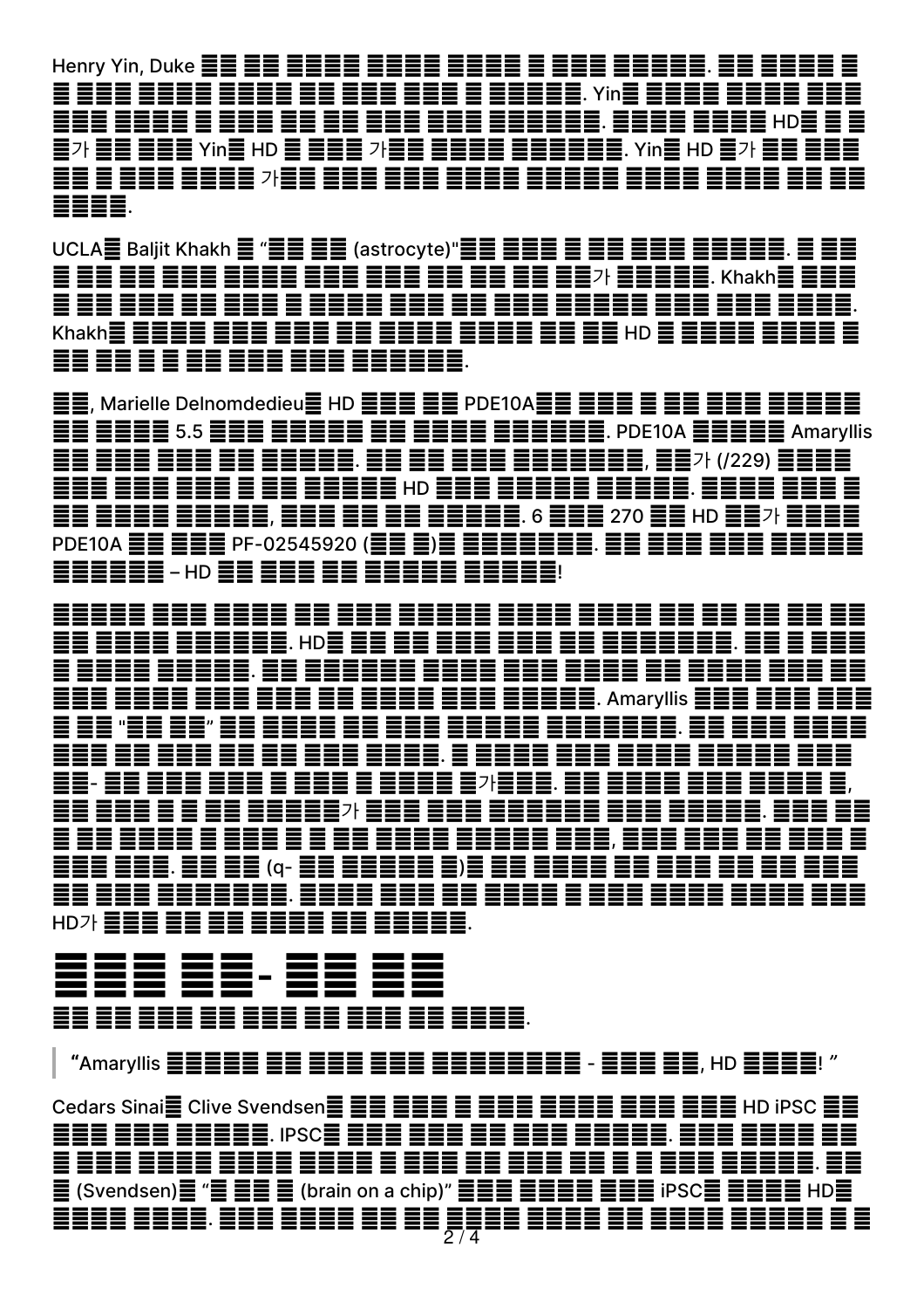Henry Yin, Duke ■■ ■■ ■■■■ ■■■■ ■■■■ ■ ■■■ ■■■■■. ■■ ■■■■ ■■ ■■■ ■■■■ ■■■■ ■■ ■■■ ■■■ ■ ■■■■■. Yin■ ■■■■ ■■■■ ■■■ ■■■ ■■■■ ■ ■■■ ■■ ■■ ■■■ ■■■ ■■■■■■. ■■■■ ■■■■ HD■ ■ ■■가 ■■ ■■■ Yin■ HD ■ ■■■ 가■■ ■■■■ ■■■■■■. Yin■ HD ■가 ■■ ■■■ ■■ ■ ■■■ ■■■■ 가■■ ■■■ ■■■ ■■■■ ■■■■■ ■■■■ ■■■■ ■■ ■■ ■■■■.

UCLA■ Baljit Khakh ■ "■■ ■■ (astrocyte)"■■ ■■■ ■ ■■ ■■■ ■■■■■. ■ ■■■ ■■ ■■ ■■■ ■■■■ ■■■ ■■■ ■■ ■■ ■■ ■■가 ■■■■■. Khakh■ ■■■■ ■■ ■■■ ■■ ■■■ ■ ■■■■ ■■■ ■■ ■■■ ■■■■■ ■■■ ■■■ ■■■■. Khakh■ ■■■■ ■■■ ■■■ ■■ ■■■■ ■■■■ ■■ ■■ HD ■ ■■■■ ■■■■ ■■■ ■■ ■ ■ ■■ ■■■ ■■■ ■■■■■■.

■■, Marielle Delnomdedieu■ HD ■■■ ■■ PDE10A■■ ■■■ ■ ■■ ■■■ ■■■■■■■ ■■■■ 5.5 ■■■ ■■■■■ ■■ ■■■■ ■■■■■■. PDE10A ■■■■■ Amaryllis ■■ ■■■ ■■■ ■■ ■■■■■. ■■ ■■ ■■■ ■■■■■■■, ■■가 (/229) ■■■■ ■■■ ■■■ ■■■ ■ ■■ ■■■■■ HD ■■■ ■■■■■ ■■■■■. ■■■■ ■■■ ■■■ ■■■■ ■■■■■, ■■■ ■■ ■■ ■■■■■. 6 ■■■ 270 ■■ HD ■■가 ■■■■ PDE10A ■■ ■■■ PF-02545920 (■■ ■)■ ■■■■■■■. ■■ ■■■ ■■■ ■■■■■■■■■■ – HD ■■ ■■■ ■■ ■■■■■ ■■■■■!

■■■■■ ■■■ ■■■■ ■■ ■■■ ■■■■■ ■■■■ ■■■■ ■■ ■■ ■■ ■■ ■■ ■■ ■■■■ ■■■■■■. HD■ ■■ ■■ ■■■ ■■■ ■■ ■■■■■■■. ■■ ■ ■■■■ ■■■■ ■■■■■. ■■ ■■■■■■ ■■■■ ■■■ ■■■■ ■■ ■■■■ ■■■ ■■ ■■■ ■■■■ ■■■ ■■■ ■■ ■■■■ ■■■ ■■■■■. Amaryllis ■■■ ■■■ ■■■■ ■■ "■■ ■■" ■■ ■■■■ ■■ ■■■ ■■■■■ ■■■■■■■. ■■ ■■■ ■■■■■■■ ■■ ■■■ ■■ ■■ ■■■ ■■■■. ■ ■■■■ ■■■ ■■■■ ■■■■■ ■■■■■- ■■ ■■■ ■■■ ■ ■■■ ■ ■■■■ ■가■■■. ■■ ■■■■ ■■■ ■■■■ ■, ■■ ■■■ ■ ■ ■■ ■■■■■가 ■■■ ■■■ ■■■■■■ ■■■ ■■■■■. ■■■ ■■■ ■■ ■■■■ ■ ■■■ ■ ■ ■■ ■■■■ ■■■■■ ■■■, ■■■ ■■■ ■■ ■■■ ■■■■ ■■■. ■■ ■■ (q- ■■ ■■■■■ ■)■ ■■ ■■■■ ■■ ■■■ ■■ ■■ ■■■■■ ■■■ ■■■■■■■. ■■■■ ■■■ ■■ ■■■■ ■ ■■■ ■■■■ ■■■■ ■■■ HD가 ■■■ ■■ ■■ ■■■■ ■■ ■■■■■.

# ■■■ ■■- ■■ ■■

■■ ■■ ■■■ ■■ ■■■ ■■ ■■■ ■■ ■■■■.

> "Amaryllis ■■■■■ ■■ ■■■ ■■■ ■■■■■■■ - ■■■ ■■, HD ■■■■! "

Cedars Sinai■ Clive Svendsen■ ■■ ■■■ ■ ■■■ ■■■■ ■■■ ■■■ HD iPSC ■■ ■■■ ■■■ ■■■■■. IPSC■ ■■■ ■■■ ■■ ■■■ ■■■■■. ■■■ ■■■■ ■■■ ■■■ ■■■■ ■■■■ ■■■■ ■ ■■■ ■■ ■■■ ■■ ■ ■ ■■■ ■■■■■. ■■■ (Svendsen)■ "■ ■■ ■ (brain on a chip)" ■■■ ■■■■ ■■■ iPSC■ ■■■■ HD■ ■■■■ ■■■■. ■■■ ■■■■ ■■ ■■ ■■■■ ■■■■ ■■ ■■■■ ■■■■■ ■ ■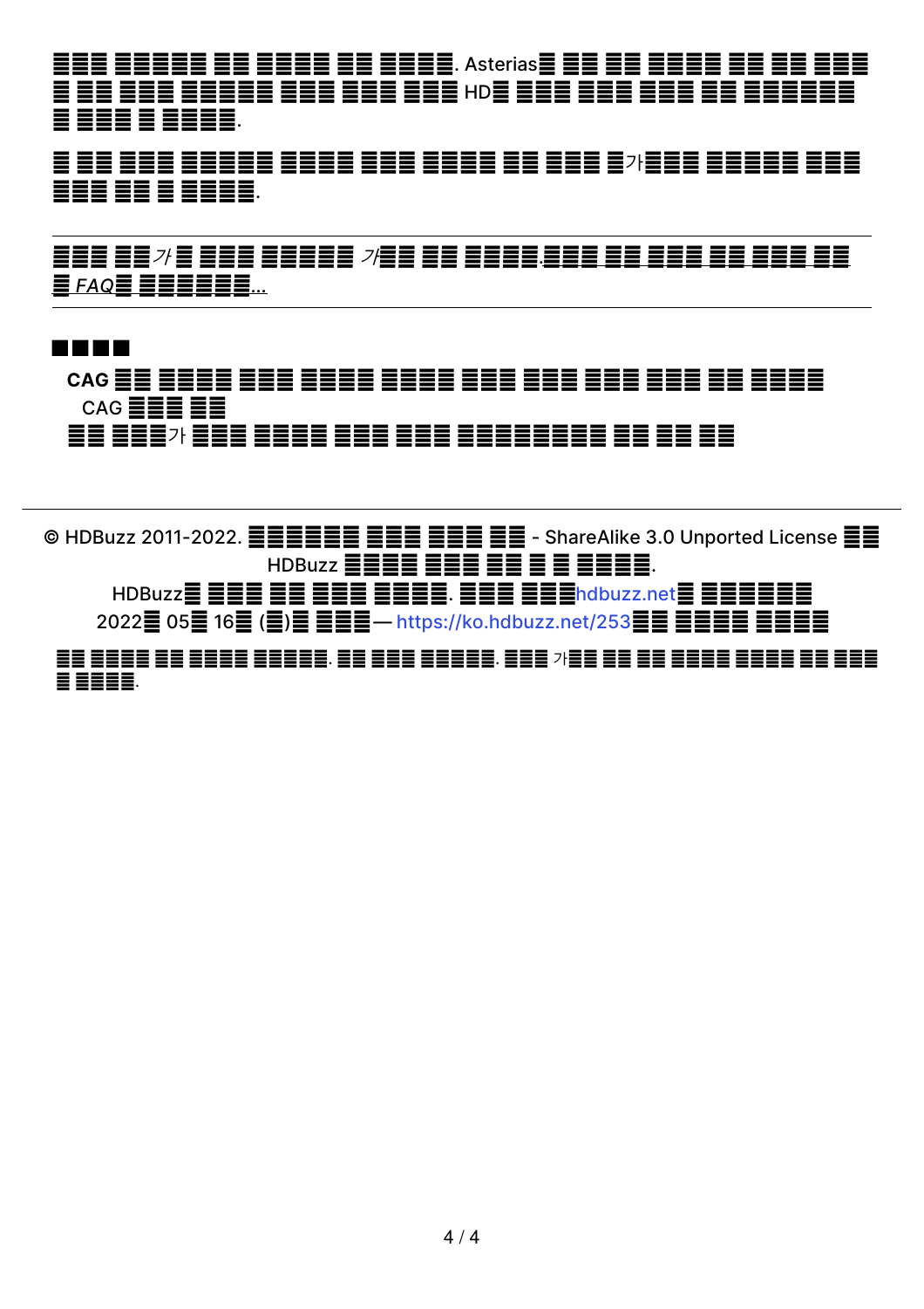■■■ ■■■■■ ■■ ■■■■ ■■ ■■■■. Asterias■ ■■ ■■ ■■■■ ■■ ■■ ■■■ ■ ■■ ■■■ ■■■■■ ■■■ ■■■ ■■■ HD■ ■■■ ■■■ ■■■ ■■ ■■■■■■ ■ ■■■ ■ ■■■■.

■ ■■ ■■■ ■■■■■ ■■■■ ■■■ ■■■■ ■■ ■■■ ■가■■■ ■■■■■ ■■■ ■■■ ■■ ■ ■■■■.

---

*■■■ ■■가■ ■■■ ■■■■■ 가■■ ■■ ■■■■.■■■ ■■ ■■■ ■■ ■■■ ■■ ■ FAQ■ ■■■■■■...*

---

## ■■■■

- **CAG** ■■ ■■■■ ■■■ ■■■■ ■■■■ ■■■ ■■■ ■■■ ■■■ ■■ ■■■■
  - CAG ■■■ ■■
- ■■ ■■■가 ■■■ ■■■■ ■■■ ■■■ ■■■■■■■ ■■ ■■ ■■

---

© HDBuzz 2011-2022. ■■■■■■ ■■■ ■■■ ■■ - ShareAlike 3.0 Unported License ■■ HDBuzz ■■■■ ■■■ ■■ ■ ■ ■■■■.

HDBuzz■ ■■■ ■■ ■■■ ■■■■. ■■■ ■■■hdbuzz.net■ ■■■■■■ 2022■ 05■ 16■ (■)■ ■■■— https://ko.hdbuzz.net/253■■ ■■■■ ■■■■

■■ ■■■■ ■■ ■■■■ ■■■■■. ■■ ■■■ ■■■■■. ■■■ 가■■ ■■ ■■ ■■■■ ■■■■ ■■ ■■■ ■ ■■■■.